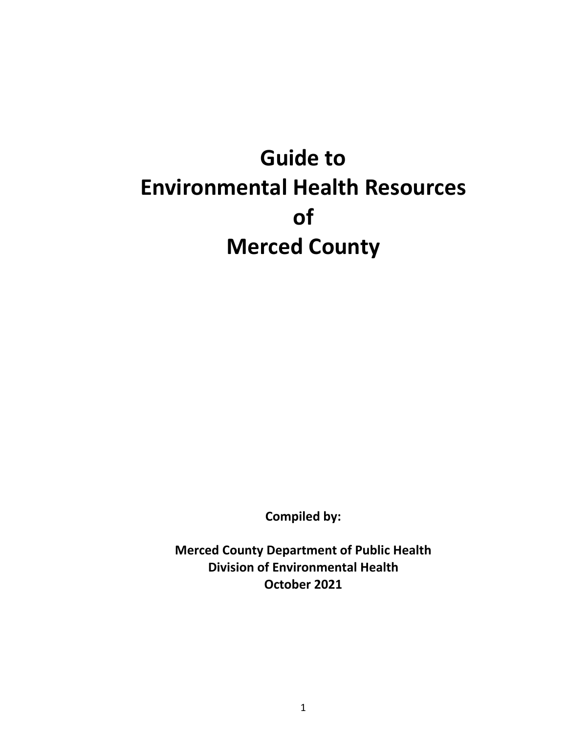# Guide to
# Environmental Health Resources
# of
# Merced County

**Compiled by:**

**Merced County Department of Public Health**
**Division of Environmental Health**
**October 2021**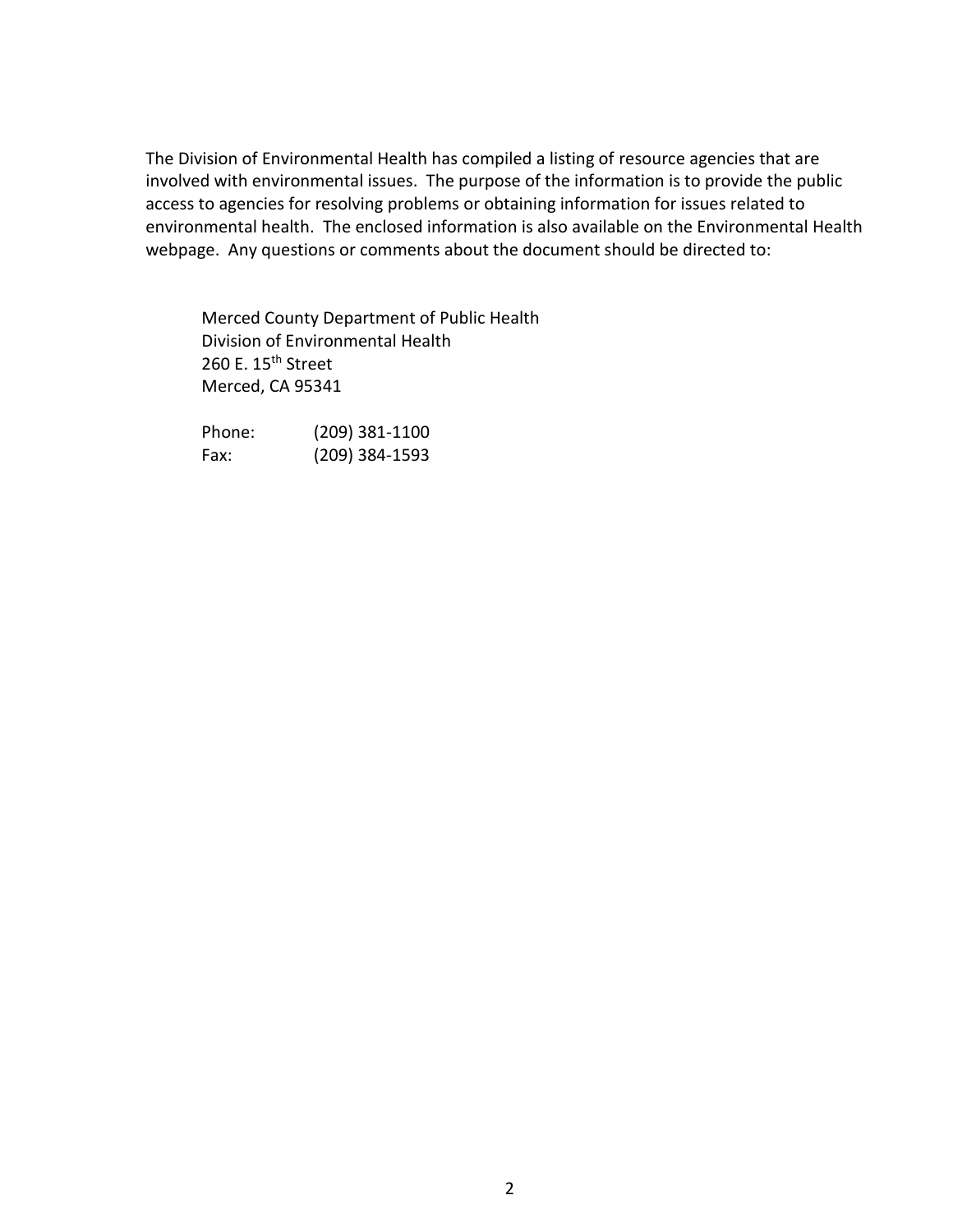The Division of Environmental Health has compiled a listing of resource agencies that are involved with environmental issues. The purpose of the information is to provide the public access to agencies for resolving problems or obtaining information for issues related to environmental health. The enclosed information is also available on the Environmental Health webpage. Any questions or comments about the document should be directed to:

Merced County Department of Public Health
Division of Environmental Health
260 E. 15th Street
Merced, CA 95341

Phone: (209) 381-1100
Fax: (209) 384-1593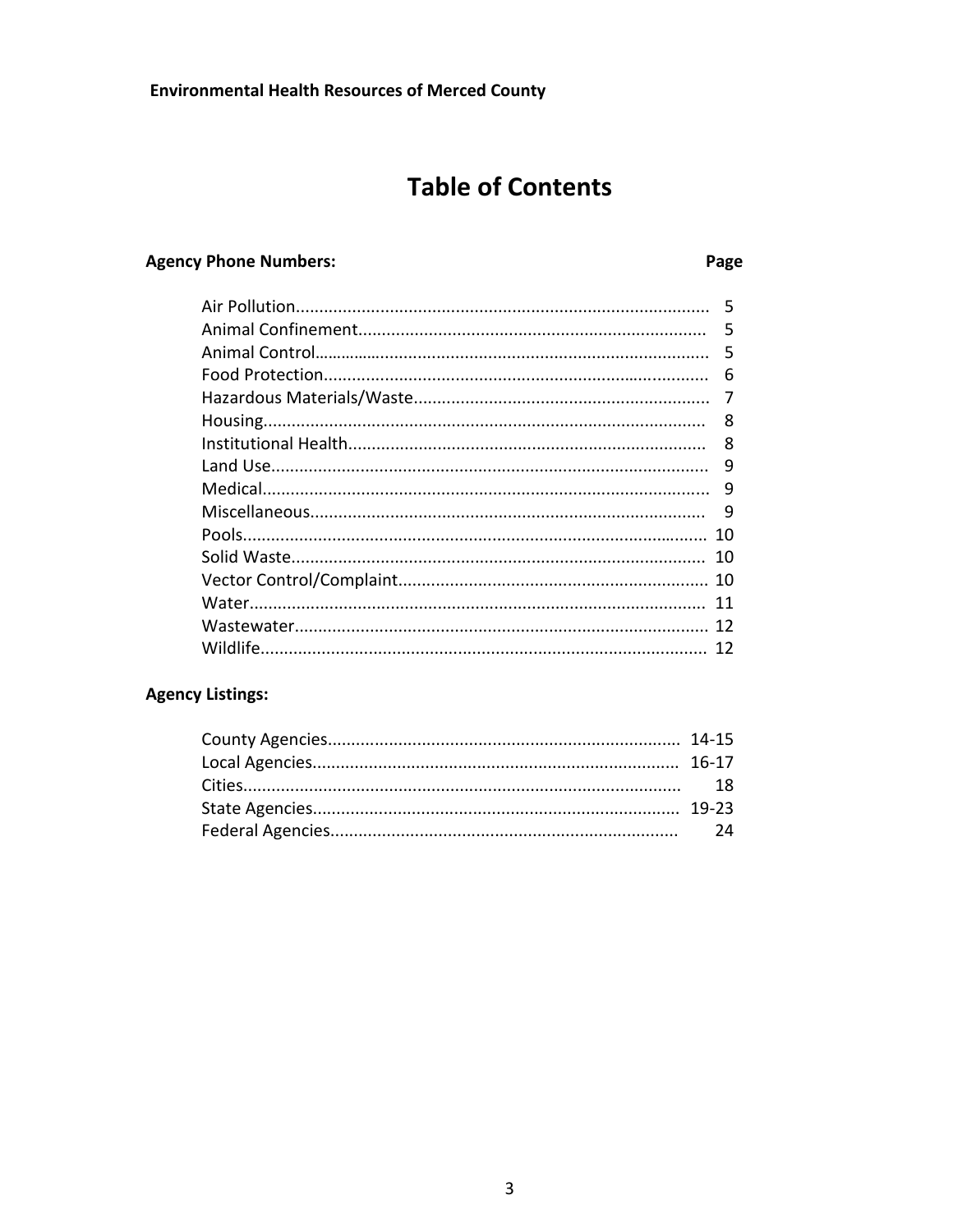# Table of Contents

**Agency Phone Numbers:**

| | Page |
|---|---|
| Air Pollution | 5 |
| Animal Confinement | 5 |
| Animal Control | 5 |
| Food Protection | 6 |
| Hazardous Materials/Waste | 7 |
| Housing | 8 |
| Institutional Health | 8 |
| Land Use | 9 |
| Medical | 9 |
| Miscellaneous | 9 |
| Pools | 10 |
| Solid Waste | 10 |
| Vector Control/Complaint | 10 |
| Water | 11 |
| Wastewater | 12 |
| Wildlife | 12 |

**Agency Listings:**

| | Page |
|---|---|
| County Agencies | 14-15 |
| Local Agencies | 16-17 |
| Cities | 18 |
| State Agencies | 19-23 |
| Federal Agencies | 24 |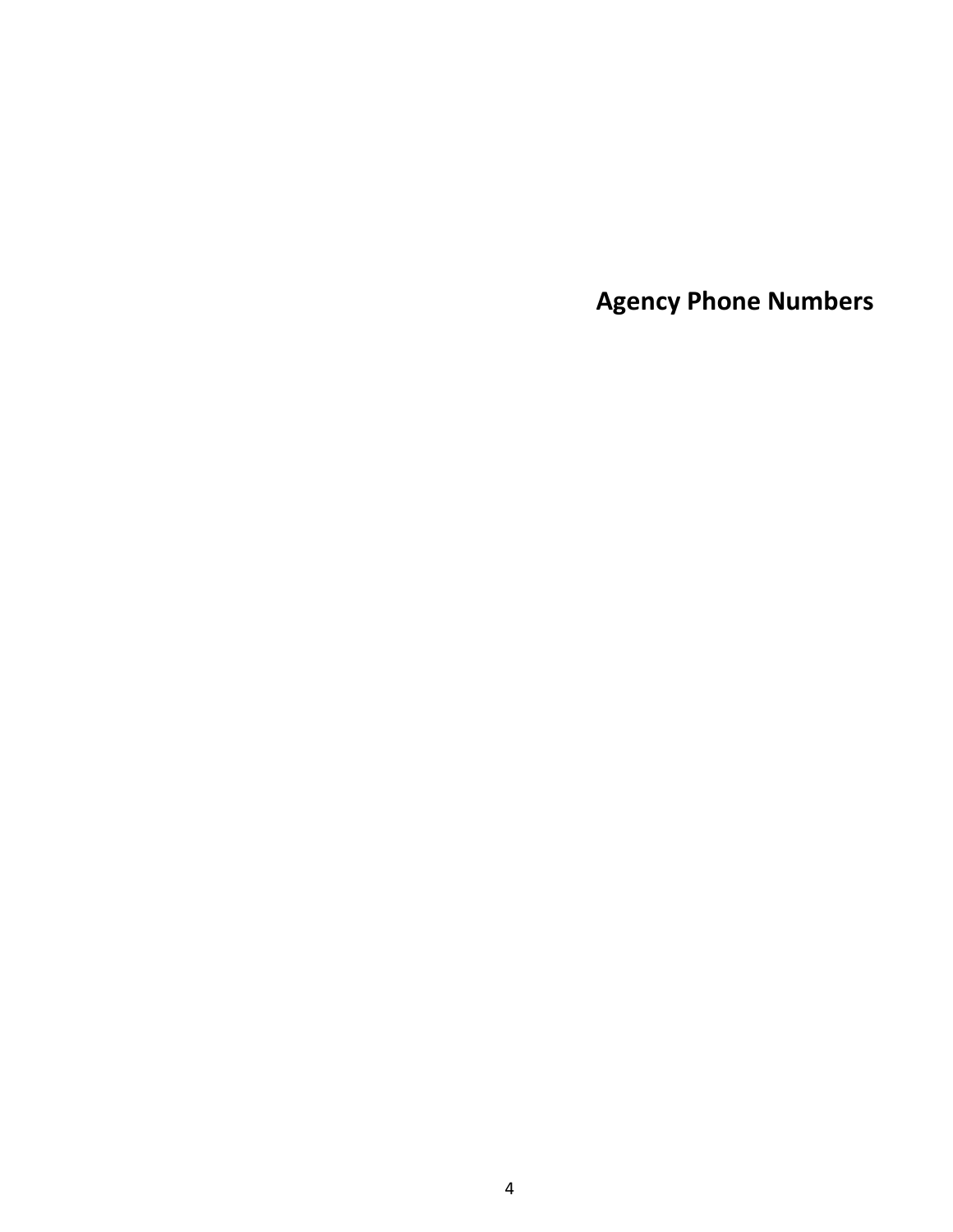# Agency Phone Numbers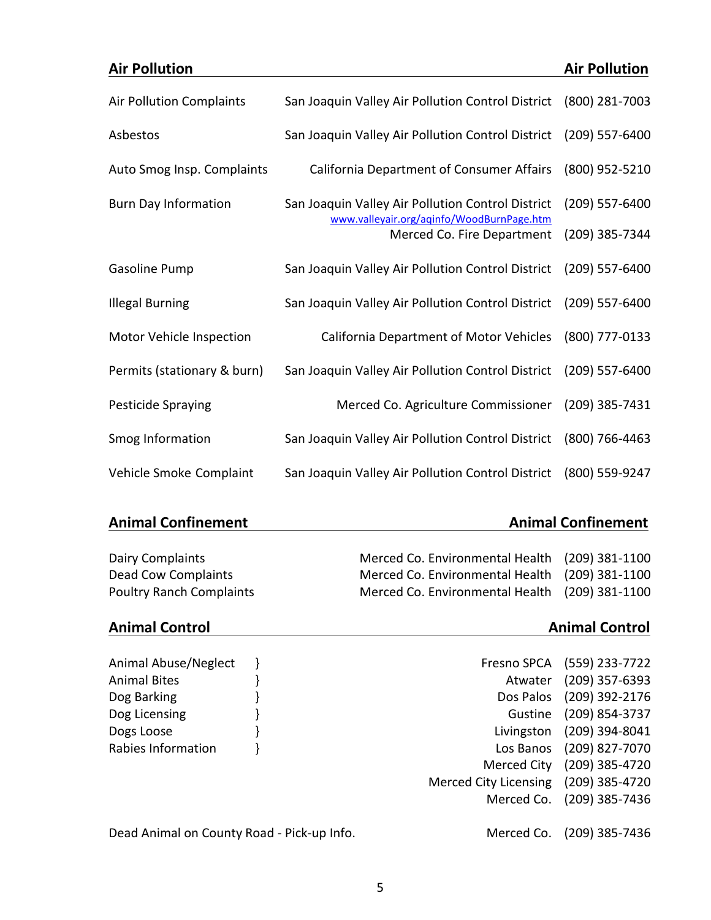## Air Pollution

| Topic | Agency | Phone |
|---|---|---|
| Air Pollution Complaints | San Joaquin Valley Air Pollution Control District | (800) 281-7003 |
| Asbestos | San Joaquin Valley Air Pollution Control District | (209) 557-6400 |
| Auto Smog Insp. Complaints | California Department of Consumer Affairs | (800) 952-5210 |
| Burn Day Information | San Joaquin Valley Air Pollution Control District<br>www.valleyair.org/aqinfo/WoodBurnPage.htm | (209) 557-6400 |
| | Merced Co. Fire Department | (209) 385-7344 |
| Gasoline Pump | San Joaquin Valley Air Pollution Control District | (209) 557-6400 |
| Illegal Burning | San Joaquin Valley Air Pollution Control District | (209) 557-6400 |
| Motor Vehicle Inspection | California Department of Motor Vehicles | (800) 777-0133 |
| Permits (stationary & burn) | San Joaquin Valley Air Pollution Control District | (209) 557-6400 |
| Pesticide Spraying | Merced Co. Agriculture Commissioner | (209) 385-7431 |
| Smog Information | San Joaquin Valley Air Pollution Control District | (800) 766-4463 |
| Vehicle Smoke Complaint | San Joaquin Valley Air Pollution Control District | (800) 559-9247 |

## Animal Confinement

| Topic | Agency | Phone |
|---|---|---|
| Dairy Complaints | Merced Co. Environmental Health | (209) 381-1100 |
| Dead Cow Complaints | Merced Co. Environmental Health | (209) 381-1100 |
| Poultry Ranch Complaints | Merced Co. Environmental Health | (209) 381-1100 |

## Animal Control

Animal Abuse/Neglect, Animal Bites, Dog Barking, Dog Licensing, Dogs Loose, Rabies Information:

| Agency | Phone |
|---|---|
| Fresno SPCA | (559) 233-7722 |
| Atwater | (209) 357-6393 |
| Dos Palos | (209) 392-2176 |
| Gustine | (209) 854-3737 |
| Livingston | (209) 394-8041 |
| Los Banos | (209) 827-7070 |
| Merced City | (209) 385-4720 |
| Merced City Licensing | (209) 385-4720 |
| Merced Co. | (209) 385-7436 |

| Topic | Agency | Phone |
|---|---|---|
| Dead Animal on County Road - Pick-up Info. | Merced Co. | (209) 385-7436 |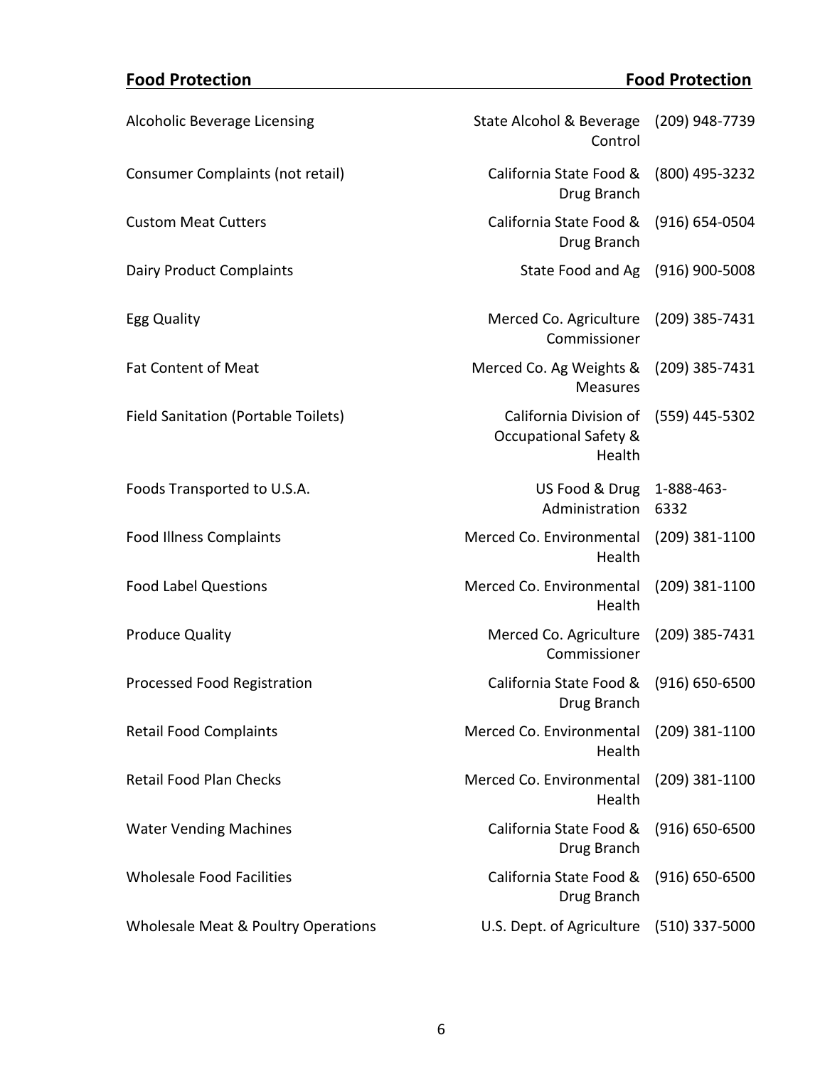## Food Protection

| Topic | Agency | Phone |
|---|---|---|
| Alcoholic Beverage Licensing | State Alcohol & Beverage Control | (209) 948-7739 |
| Consumer Complaints (not retail) | California State Food & Drug Branch | (800) 495-3232 |
| Custom Meat Cutters | California State Food & Drug Branch | (916) 654-0504 |
| Dairy Product Complaints | State Food and Ag | (916) 900-5008 |
| Egg Quality | Merced Co. Agriculture Commissioner | (209) 385-7431 |
| Fat Content of Meat | Merced Co. Ag Weights & Measures | (209) 385-7431 |
| Field Sanitation (Portable Toilets) | California Division of Occupational Safety & Health | (559) 445-5302 |
| Foods Transported to U.S.A. | US Food & Drug Administration | 1-888-463-6332 |
| Food Illness Complaints | Merced Co. Environmental Health | (209) 381-1100 |
| Food Label Questions | Merced Co. Environmental Health | (209) 381-1100 |
| Produce Quality | Merced Co. Agriculture Commissioner | (209) 385-7431 |
| Processed Food Registration | California State Food & Drug Branch | (916) 650-6500 |
| Retail Food Complaints | Merced Co. Environmental Health | (209) 381-1100 |
| Retail Food Plan Checks | Merced Co. Environmental Health | (209) 381-1100 |
| Water Vending Machines | California State Food & Drug Branch | (916) 650-6500 |
| Wholesale Food Facilities | California State Food & Drug Branch | (916) 650-6500 |
| Wholesale Meat & Poultry Operations | U.S. Dept. of Agriculture | (510) 337-5000 |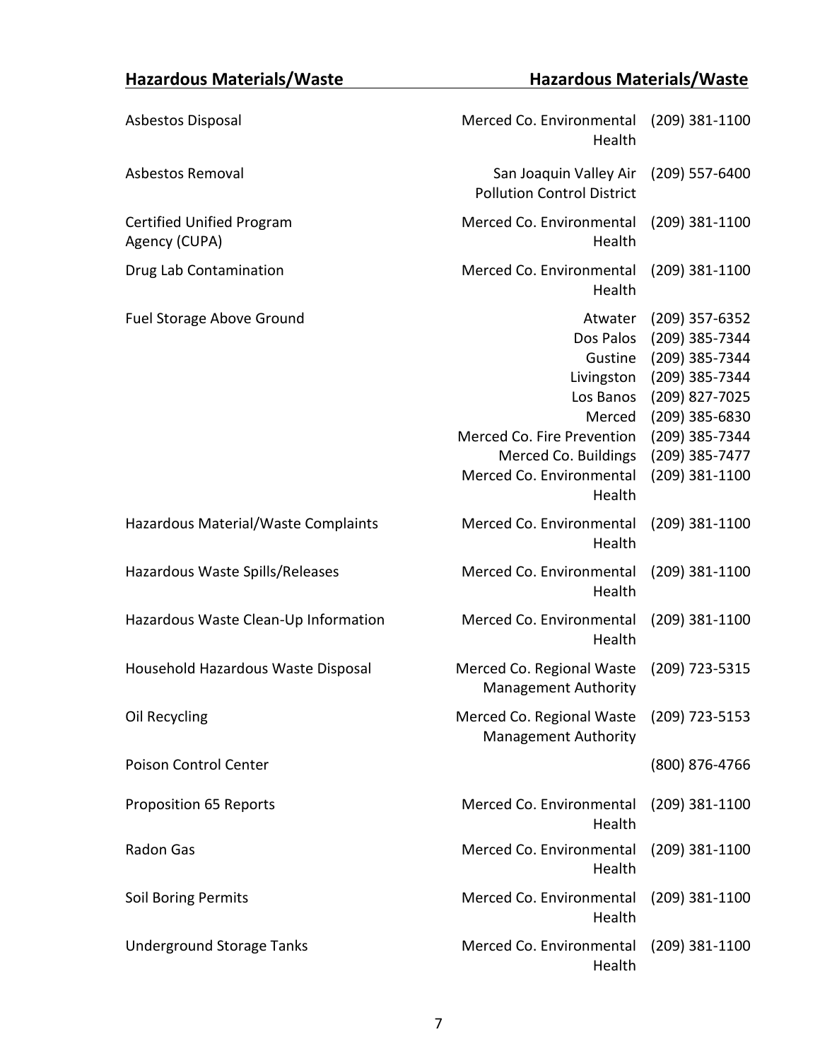## Hazardous Materials/Waste

| Service | Agency | Phone |
|---|---|---|
| Asbestos Disposal | Merced Co. Environmental Health | (209) 381-1100 |
| Asbestos Removal | San Joaquin Valley Air Pollution Control District | (209) 557-6400 |
| Certified Unified Program Agency (CUPA) | Merced Co. Environmental Health | (209) 381-1100 |
| Drug Lab Contamination | Merced Co. Environmental Health | (209) 381-1100 |
| Fuel Storage Above Ground | Atwater | (209) 357-6352 |
| | Dos Palos | (209) 385-7344 |
| | Gustine | (209) 385-7344 |
| | Livingston | (209) 385-7344 |
| | Los Banos | (209) 827-7025 |
| | Merced | (209) 385-6830 |
| | Merced Co. Fire Prevention | (209) 385-7344 |
| | Merced Co. Buildings | (209) 385-7477 |
| | Merced Co. Environmental Health | (209) 381-1100 |
| Hazardous Material/Waste Complaints | Merced Co. Environmental Health | (209) 381-1100 |
| Hazardous Waste Spills/Releases | Merced Co. Environmental Health | (209) 381-1100 |
| Hazardous Waste Clean-Up Information | Merced Co. Environmental Health | (209) 381-1100 |
| Household Hazardous Waste Disposal | Merced Co. Regional Waste Management Authority | (209) 723-5315 |
| Oil Recycling | Merced Co. Regional Waste Management Authority | (209) 723-5153 |
| Poison Control Center | | (800) 876-4766 |
| Proposition 65 Reports | Merced Co. Environmental Health | (209) 381-1100 |
| Radon Gas | Merced Co. Environmental Health | (209) 381-1100 |
| Soil Boring Permits | Merced Co. Environmental Health | (209) 381-1100 |
| Underground Storage Tanks | Merced Co. Environmental Health | (209) 381-1100 |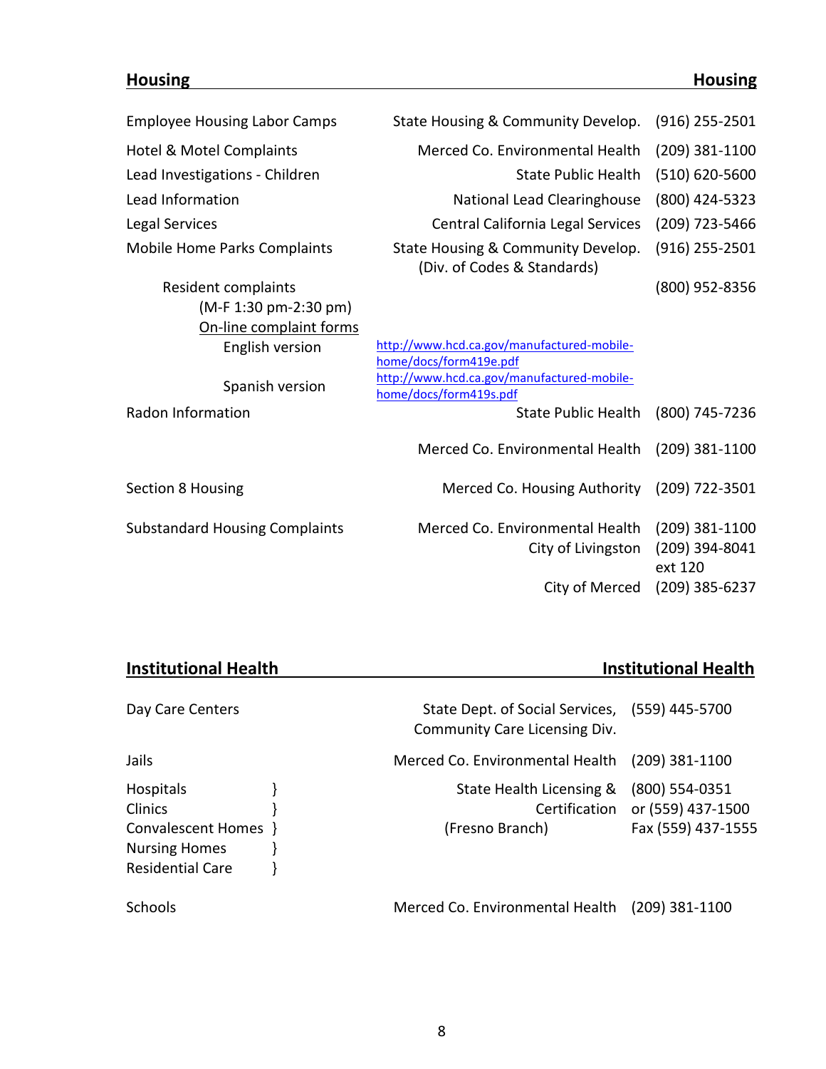## Housing

| Topic | Agency | Phone |
|---|---|---|
| Employee Housing Labor Camps | State Housing & Community Develop. | (916) 255-2501 |
| Hotel & Motel Complaints | Merced Co. Environmental Health | (209) 381-1100 |
| Lead Investigations - Children | State Public Health | (510) 620-5600 |
| Lead Information | National Lead Clearinghouse | (800) 424-5323 |
| Legal Services | Central California Legal Services | (209) 723-5466 |
| Mobile Home Parks Complaints | State Housing & Community Develop. (Div. of Codes & Standards) | (916) 255-2501 |
| Resident complaints (M-F 1:30 pm-2:30 pm) | | (800) 952-8356 |
| On-line complaint forms | | |
| English version | http://www.hcd.ca.gov/manufactured-mobile-home/docs/form419e.pdf | |
| Spanish version | http://www.hcd.ca.gov/manufactured-mobile-home/docs/form419s.pdf | |
| Radon Information | State Public Health | (800) 745-7236 |
| | Merced Co. Environmental Health | (209) 381-1100 |
| Section 8 Housing | Merced Co. Housing Authority | (209) 722-3501 |
| Substandard Housing Complaints | Merced Co. Environmental Health | (209) 381-1100 |
| | City of Livingston | (209) 394-8041 ext 120 |
| | City of Merced | (209) 385-6237 |

## Institutional Health

| Topic | Agency | Phone |
|---|---|---|
| Day Care Centers | State Dept. of Social Services, Community Care Licensing Div. | (559) 445-5700 |
| Jails | Merced Co. Environmental Health | (209) 381-1100 |
| Hospitals }<br>Clinics }<br>Convalescent Homes }<br>Nursing Homes }<br>Residential Care } | State Health Licensing & Certification (Fresno Branch) | (800) 554-0351 or (559) 437-1500 Fax (559) 437-1555 |
| Schools | Merced Co. Environmental Health | (209) 381-1100 |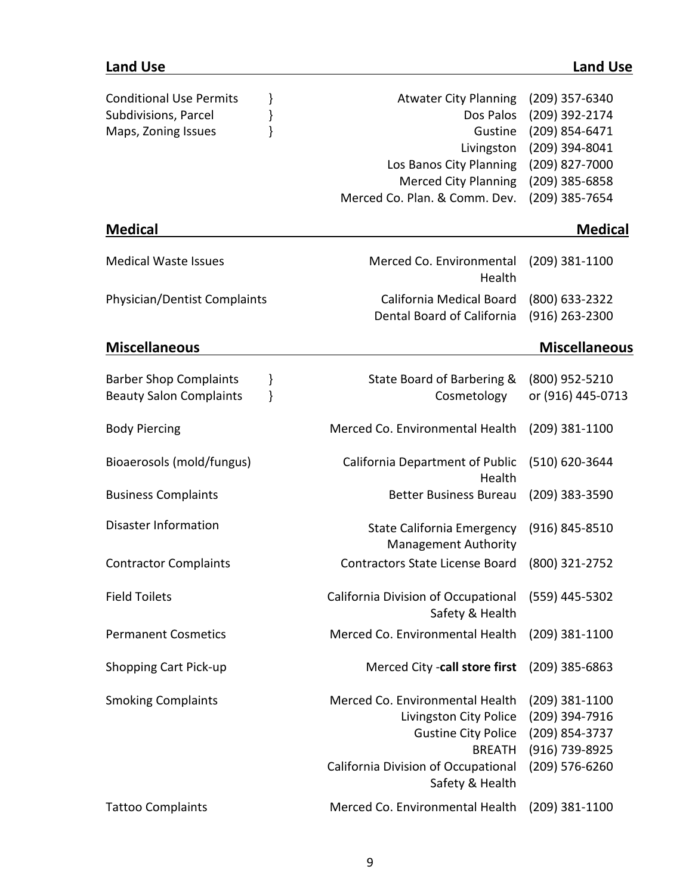## Land Use

| Issue | Agency | Phone |
|---|---|---|
| Conditional Use Permits<br>Subdivisions, Parcel<br>Maps, Zoning Issues | Atwater City Planning | (209) 357-6340 |
| | Dos Palos | (209) 392-2174 |
| | Gustine | (209) 854-6471 |
| | Livingston | (209) 394-8041 |
| | Los Banos City Planning | (209) 827-7000 |
| | Merced City Planning | (209) 385-6858 |
| | Merced Co. Plan. & Comm. Dev. | (209) 385-7654 |

## Medical

| Issue | Agency | Phone |
|---|---|---|
| Medical Waste Issues | Merced Co. Environmental Health | (209) 381-1100 |
| Physician/Dentist Complaints | California Medical Board | (800) 633-2322 |
| | Dental Board of California | (916) 263-2300 |

## Miscellaneous

| Issue | Agency | Phone |
|---|---|---|
| Barber Shop Complaints<br>Beauty Salon Complaints | State Board of Barbering & Cosmetology | (800) 952-5210 or (916) 445-0713 |
| Body Piercing | Merced Co. Environmental Health | (209) 381-1100 |
| Bioaerosols (mold/fungus) | California Department of Public Health | (510) 620-3644 |
| Business Complaints | Better Business Bureau | (209) 383-3590 |
| Disaster Information | State California Emergency Management Authority | (916) 845-8510 |
| Contractor Complaints | Contractors State License Board | (800) 321-2752 |
| Field Toilets | California Division of Occupational Safety & Health | (559) 445-5302 |
| Permanent Cosmetics | Merced Co. Environmental Health | (209) 381-1100 |
| Shopping Cart Pick-up | Merced City -**call store first** | (209) 385-6863 |
| Smoking Complaints | Merced Co. Environmental Health | (209) 381-1100 |
| | Livingston City Police | (209) 394-7916 |
| | Gustine City Police | (209) 854-3737 |
| | BREATH | (916) 739-8925 |
| | California Division of Occupational Safety & Health | (209) 576-6260 |
| Tattoo Complaints | Merced Co. Environmental Health | (209) 381-1100 |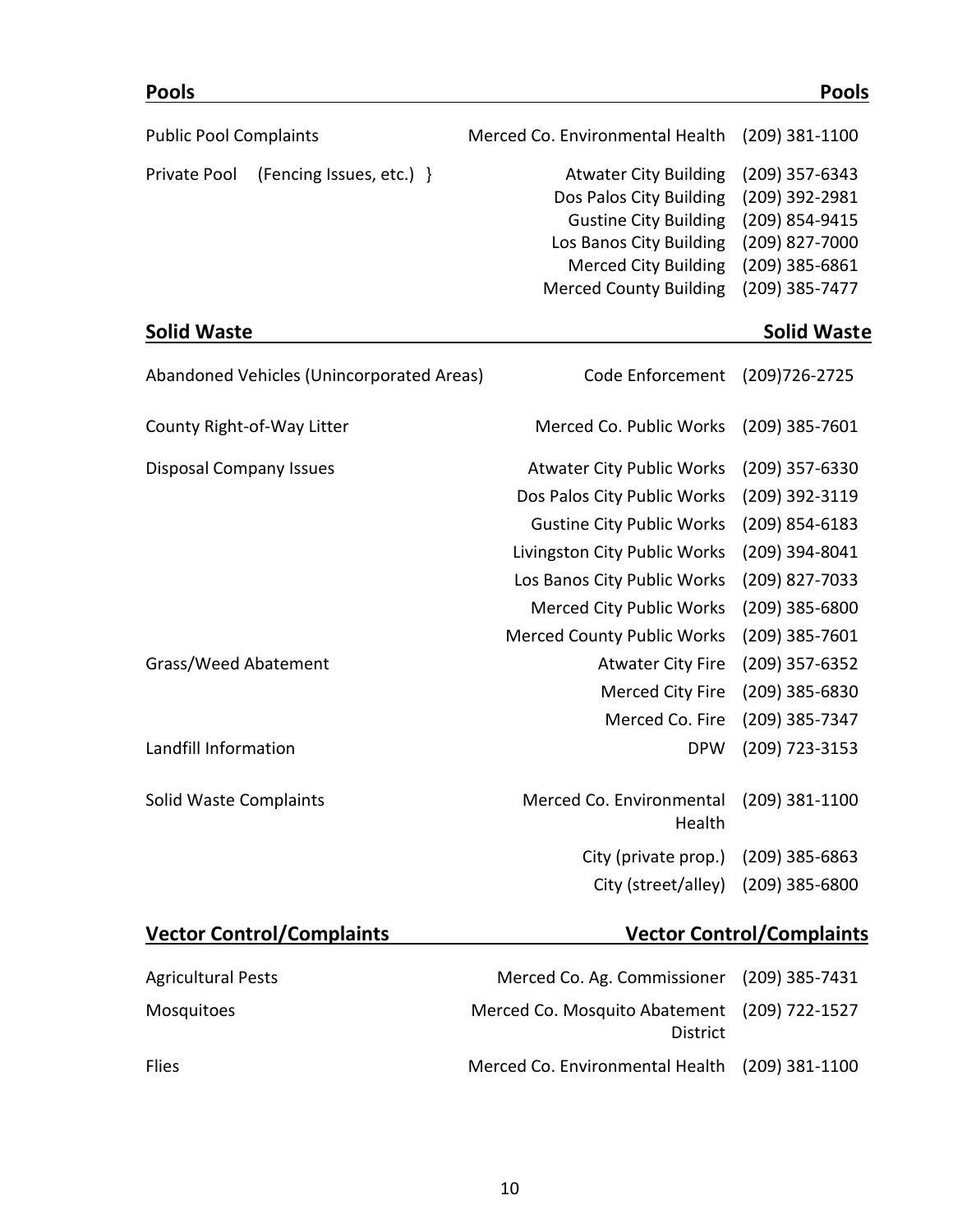## Pools

| Topic | Agency | Phone |
|---|---|---|
| Public Pool Complaints | Merced Co. Environmental Health | (209) 381-1100 |
| Private Pool (Fencing Issues, etc.) } | Atwater City Building | (209) 357-6343 |
| | Dos Palos City Building | (209) 392-2981 |
| | Gustine City Building | (209) 854-9415 |
| | Los Banos City Building | (209) 827-7000 |
| | Merced City Building | (209) 385-6861 |
| | Merced County Building | (209) 385-7477 |

## Solid Waste

| Topic | Agency | Phone |
|---|---|---|
| Abandoned Vehicles (Unincorporated Areas) | Code Enforcement | (209)726-2725 |
| County Right-of-Way Litter | Merced Co. Public Works | (209) 385-7601 |
| Disposal Company Issues | Atwater City Public Works | (209) 357-6330 |
| | Dos Palos City Public Works | (209) 392-3119 |
| | Gustine City Public Works | (209) 854-6183 |
| | Livingston City Public Works | (209) 394-8041 |
| | Los Banos City Public Works | (209) 827-7033 |
| | Merced City Public Works | (209) 385-6800 |
| | Merced County Public Works | (209) 385-7601 |
| Grass/Weed Abatement | Atwater City Fire | (209) 357-6352 |
| | Merced City Fire | (209) 385-6830 |
| | Merced Co. Fire | (209) 385-7347 |
| Landfill Information | DPW | (209) 723-3153 |
| Solid Waste Complaints | Merced Co. Environmental Health | (209) 381-1100 |
| | City (private prop.) | (209) 385-6863 |
| | City (street/alley) | (209) 385-6800 |

## Vector Control/Complaints

| Topic | Agency | Phone |
|---|---|---|
| Agricultural Pests | Merced Co. Ag. Commissioner | (209) 385-7431 |
| Mosquitoes | Merced Co. Mosquito Abatement District | (209) 722-1527 |
| Flies | Merced Co. Environmental Health | (209) 381-1100 |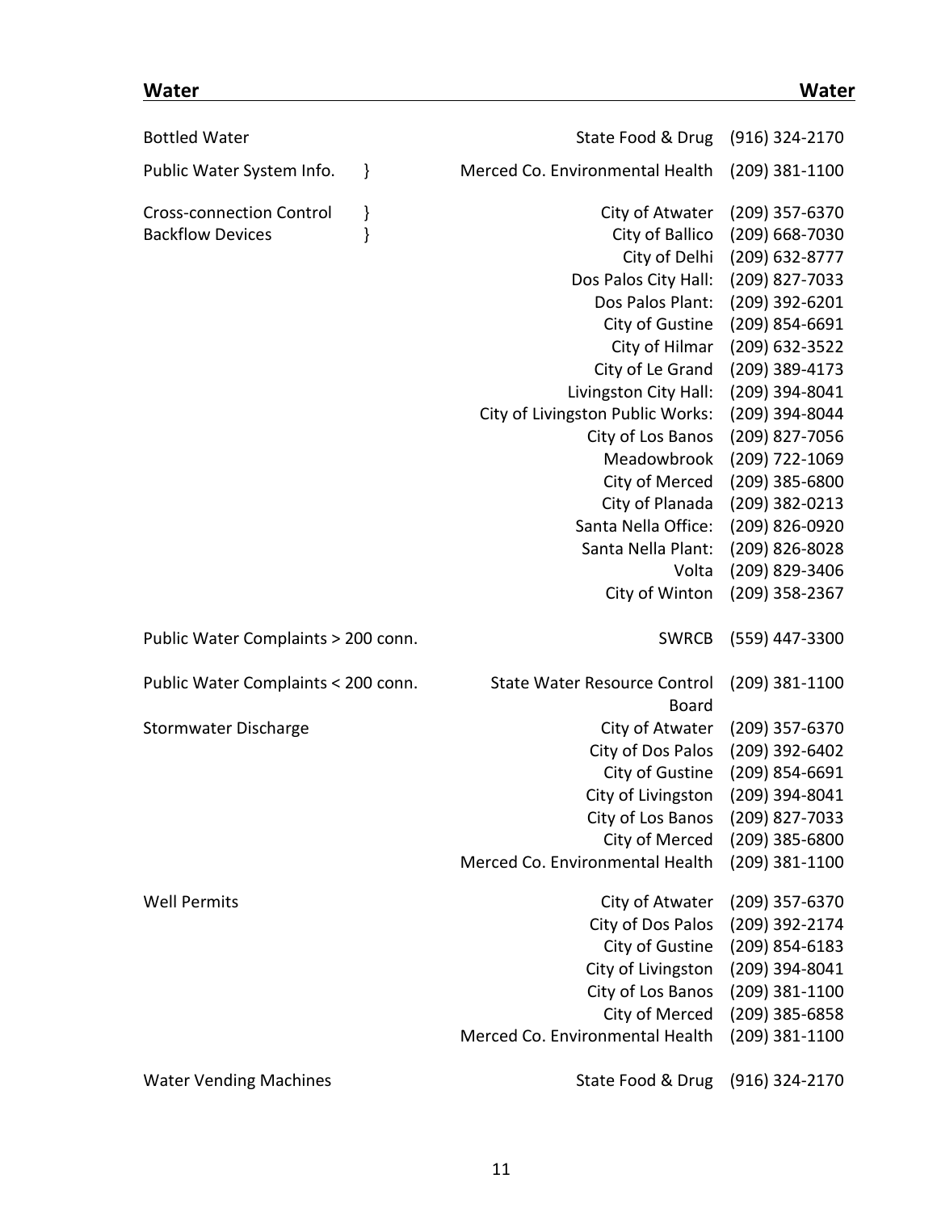## Water

| Topic | Agency | Phone |
|---|---|---|
| Bottled Water | State Food & Drug | (916) 324-2170 |
| Public Water System Info. } | Merced Co. Environmental Health | (209) 381-1100 |
| Cross-connection Control } | City of Atwater | (209) 357-6370 |
| Backflow Devices } | City of Ballico | (209) 668-7030 |
| | City of Delhi | (209) 632-8777 |
| | Dos Palos City Hall: | (209) 827-7033 |
| | Dos Palos Plant: | (209) 392-6201 |
| | City of Gustine | (209) 854-6691 |
| | City of Hilmar | (209) 632-3522 |
| | City of Le Grand | (209) 389-4173 |
| | Livingston City Hall: | (209) 394-8041 |
| | City of Livingston Public Works: | (209) 394-8044 |
| | City of Los Banos | (209) 827-7056 |
| | Meadowbrook | (209) 722-1069 |
| | City of Merced | (209) 385-6800 |
| | City of Planada | (209) 382-0213 |
| | Santa Nella Office: | (209) 826-0920 |
| | Santa Nella Plant: | (209) 826-8028 |
| | Volta | (209) 829-3406 |
| | City of Winton | (209) 358-2367 |
| Public Water Complaints > 200 conn. | SWRCB | (559) 447-3300 |
| Public Water Complaints < 200 conn. | State Water Resource Control Board | (209) 381-1100 |
| Stormwater Discharge | City of Atwater | (209) 357-6370 |
| | City of Dos Palos | (209) 392-6402 |
| | City of Gustine | (209) 854-6691 |
| | City of Livingston | (209) 394-8041 |
| | City of Los Banos | (209) 827-7033 |
| | City of Merced | (209) 385-6800 |
| | Merced Co. Environmental Health | (209) 381-1100 |
| Well Permits | City of Atwater | (209) 357-6370 |
| | City of Dos Palos | (209) 392-2174 |
| | City of Gustine | (209) 854-6183 |
| | City of Livingston | (209) 394-8041 |
| | City of Los Banos | (209) 381-1100 |
| | City of Merced | (209) 385-6858 |
| | Merced Co. Environmental Health | (209) 381-1100 |
| Water Vending Machines | State Food & Drug | (916) 324-2170 |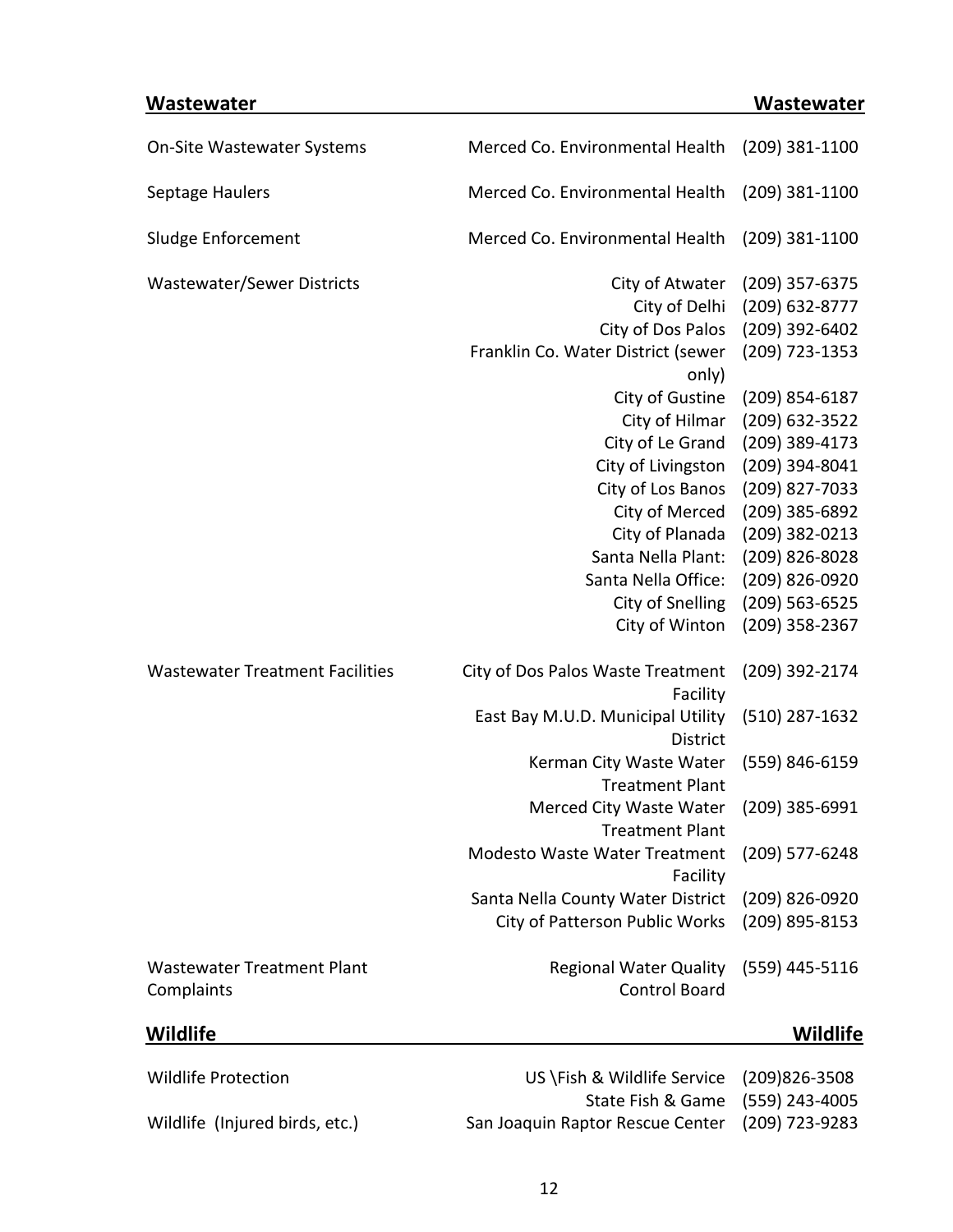## Wastewater

| Service | Agency | Phone |
|---|---|---|
| On-Site Wastewater Systems | Merced Co. Environmental Health | (209) 381-1100 |
| Septage Haulers | Merced Co. Environmental Health | (209) 381-1100 |
| Sludge Enforcement | Merced Co. Environmental Health | (209) 381-1100 |
| Wastewater/Sewer Districts | City of Atwater | (209) 357-6375 |
| | City of Delhi | (209) 632-8777 |
| | City of Dos Palos | (209) 392-6402 |
| | Franklin Co. Water District (sewer only) | (209) 723-1353 |
| | City of Gustine | (209) 854-6187 |
| | City of Hilmar | (209) 632-3522 |
| | City of Le Grand | (209) 389-4173 |
| | City of Livingston | (209) 394-8041 |
| | City of Los Banos | (209) 827-7033 |
| | City of Merced | (209) 385-6892 |
| | City of Planada | (209) 382-0213 |
| | Santa Nella Plant: | (209) 826-8028 |
| | Santa Nella Office: | (209) 826-0920 |
| | City of Snelling | (209) 563-6525 |
| | City of Winton | (209) 358-2367 |
| Wastewater Treatment Facilities | City of Dos Palos Waste Treatment Facility | (209) 392-2174 |
| | East Bay M.U.D. Municipal Utility District | (510) 287-1632 |
| | Kerman City Waste Water Treatment Plant | (559) 846-6159 |
| | Merced City Waste Water Treatment Plant | (209) 385-6991 |
| | Modesto Waste Water Treatment Facility | (209) 577-6248 |
| | Santa Nella County Water District | (209) 826-0920 |
| | City of Patterson Public Works | (209) 895-8153 |
| Wastewater Treatment Plant Complaints | Regional Water Quality Control Board | (559) 445-5116 |

## Wildlife

| Service | Agency | Phone |
|---|---|---|
| Wildlife Protection | US \Fish & Wildlife Service | (209)826-3508 |
| | State Fish & Game | (559) 243-4005 |
| Wildlife (Injured birds, etc.) | San Joaquin Raptor Rescue Center | (209) 723-9283 |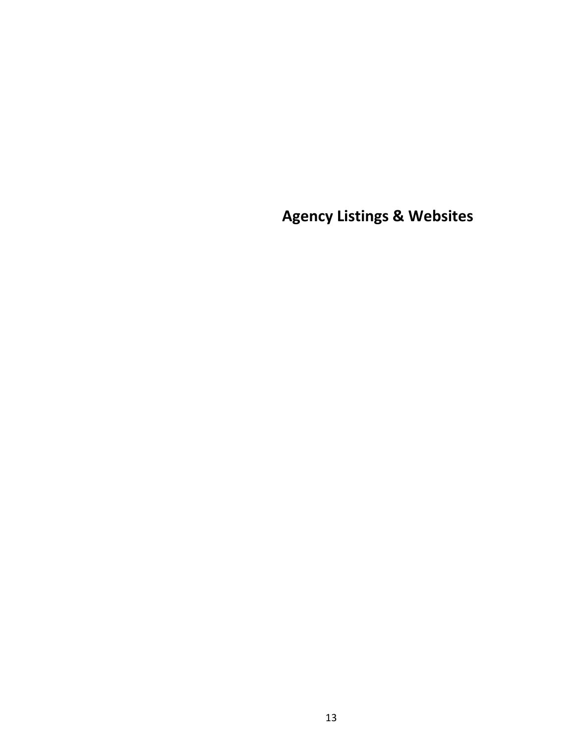# Agency Listings & Websites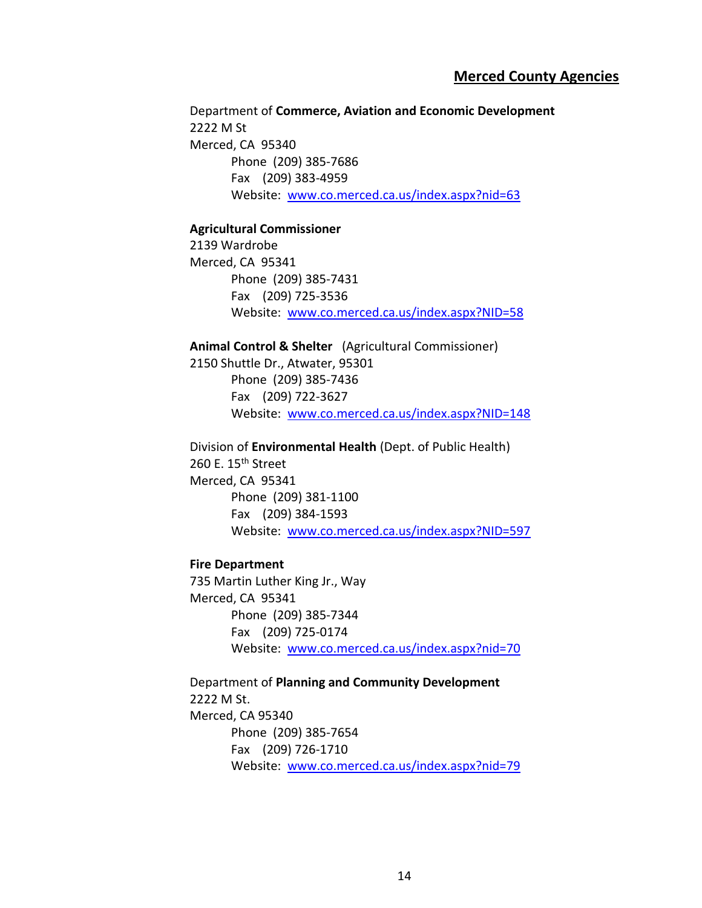## Merced County Agencies

Department of **Commerce, Aviation and Economic Development**
2222 M St
Merced, CA 95340

Phone (209) 385-7686
Fax (209) 383-4959
Website: [www.co.merced.ca.us/index.aspx?nid=63](www.co.merced.ca.us/index.aspx?nid=63)

**Agricultural Commissioner**
2139 Wardrobe
Merced, CA 95341

Phone (209) 385-7431
Fax (209) 725-3536
Website: [www.co.merced.ca.us/index.aspx?NID=58](www.co.merced.ca.us/index.aspx?NID=58)

**Animal Control & Shelter** (Agricultural Commissioner)
2150 Shuttle Dr., Atwater, 95301

Phone (209) 385-7436
Fax (209) 722-3627
Website: [www.co.merced.ca.us/index.aspx?NID=148](www.co.merced.ca.us/index.aspx?NID=148)

Division of **Environmental Health** (Dept. of Public Health)
260 E. 15th Street
Merced, CA 95341

Phone (209) 381-1100
Fax (209) 384-1593
Website: [www.co.merced.ca.us/index.aspx?NID=597](www.co.merced.ca.us/index.aspx?NID=597)

**Fire Department**
735 Martin Luther King Jr., Way
Merced, CA 95341

Phone (209) 385-7344
Fax (209) 725-0174
Website: [www.co.merced.ca.us/index.aspx?nid=70](www.co.merced.ca.us/index.aspx?nid=70)

Department of **Planning and Community Development**
2222 M St.
Merced, CA 95340

Phone (209) 385-7654
Fax (209) 726-1710
Website: [www.co.merced.ca.us/index.aspx?nid=79](www.co.merced.ca.us/index.aspx?nid=79)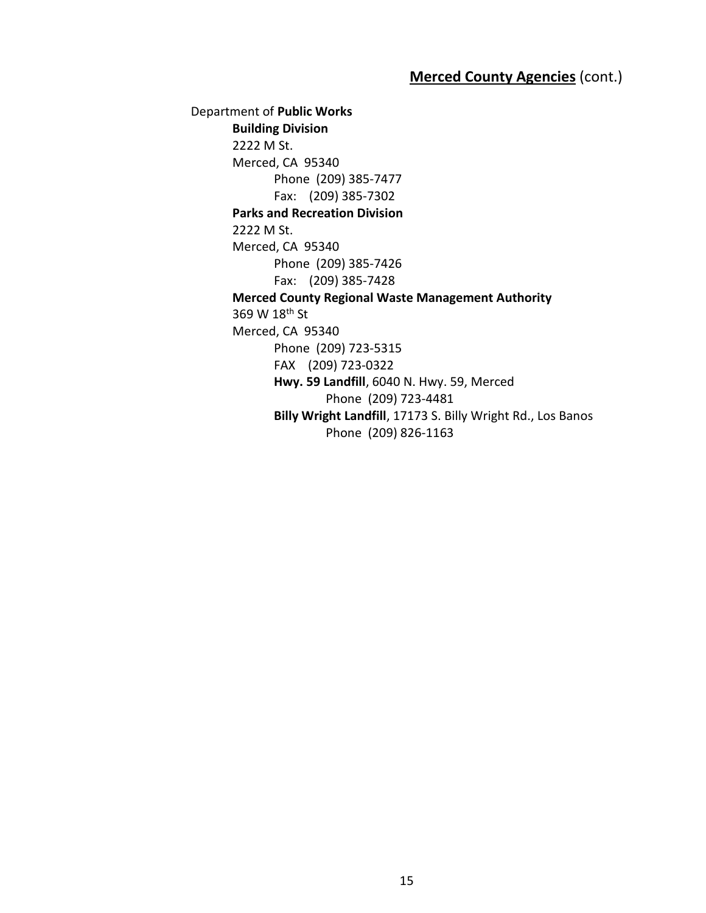## **Merced County Agencies** (cont.)

Department of **Public Works**

**Building Division**
2222 M St.
Merced, CA 95340
Phone (209) 385-7477
Fax: (209) 385-7302

**Parks and Recreation Division**
2222 M St.
Merced, CA 95340
Phone (209) 385-7426
Fax: (209) 385-7428

**Merced County Regional Waste Management Authority**
369 W 18th St
Merced, CA 95340
Phone (209) 723-5315
FAX (209) 723-0322

**Hwy. 59 Landfill**, 6040 N. Hwy. 59, Merced
Phone (209) 723-4481

**Billy Wright Landfill**, 17173 S. Billy Wright Rd., Los Banos
Phone (209) 826-1163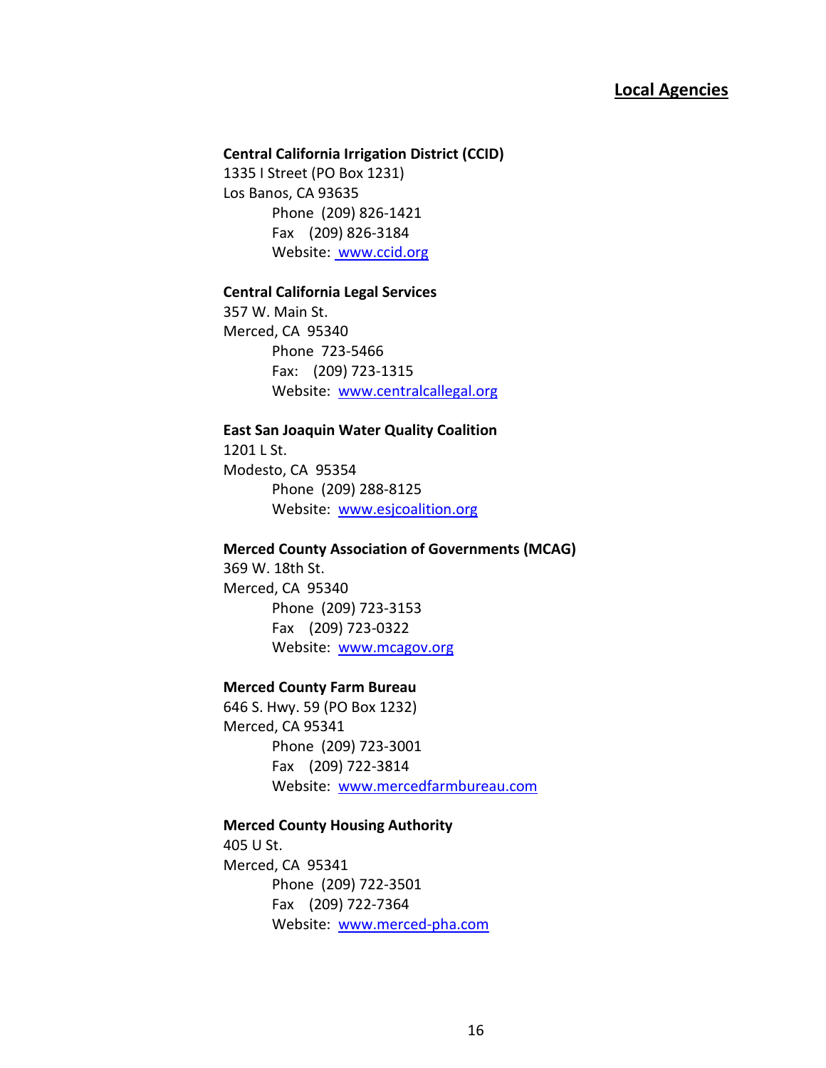## Local Agencies

**Central California Irrigation District (CCID)**
1335 I Street (PO Box 1231)
Los Banos, CA 93635
Phone (209) 826-1421
Fax (209) 826-3184
Website: www.ccid.org

**Central California Legal Services**
357 W. Main St.
Merced, CA 95340
Phone 723-5466
Fax: (209) 723-1315
Website: www.centralcallegal.org

**East San Joaquin Water Quality Coalition**
1201 L St.
Modesto, CA 95354
Phone (209) 288-8125
Website: www.esjcoalition.org

**Merced County Association of Governments (MCAG)**
369 W. 18th St.
Merced, CA 95340
Phone (209) 723-3153
Fax (209) 723-0322
Website: www.mcagov.org

**Merced County Farm Bureau**
646 S. Hwy. 59 (PO Box 1232)
Merced, CA 95341
Phone (209) 723-3001
Fax (209) 722-3814
Website: www.mercedfarmbureau.com

**Merced County Housing Authority**
405 U St.
Merced, CA 95341
Phone (209) 722-3501
Fax (209) 722-7364
Website: www.merced-pha.com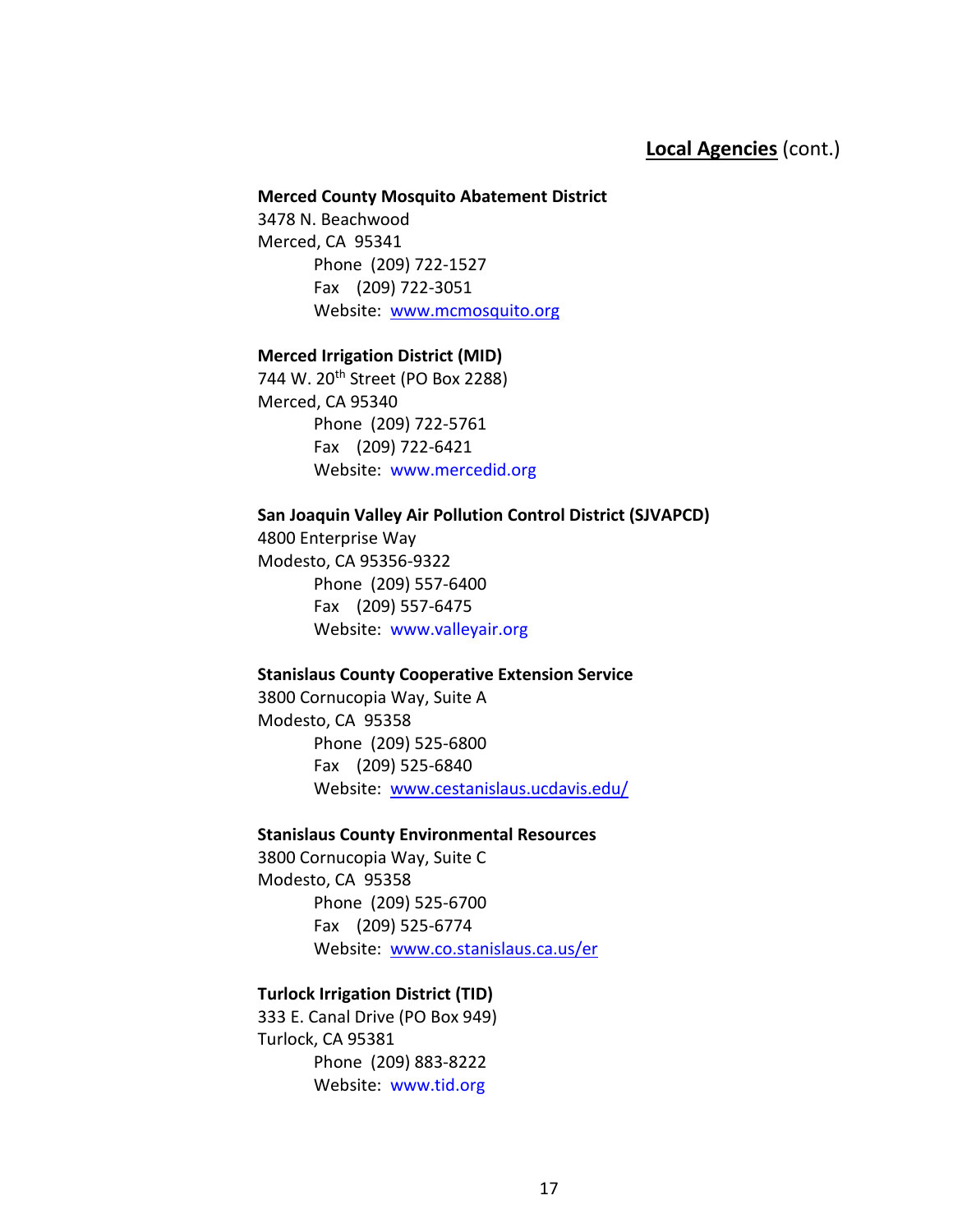## **Local Agencies** (cont.)

**Merced County Mosquito Abatement District**
3478 N. Beachwood
Merced, CA 95341
Phone (209) 722-1527
Fax (209) 722-3051
Website: www.mcmosquito.org

**Merced Irrigation District (MID)**
744 W. 20th Street (PO Box 2288)
Merced, CA 95340
Phone (209) 722-5761
Fax (209) 722-6421
Website: www.mercedid.org

**San Joaquin Valley Air Pollution Control District (SJVAPCD)**
4800 Enterprise Way
Modesto, CA 95356-9322
Phone (209) 557-6400
Fax (209) 557-6475
Website: www.valleyair.org

**Stanislaus County Cooperative Extension Service**
3800 Cornucopia Way, Suite A
Modesto, CA 95358
Phone (209) 525-6800
Fax (209) 525-6840
Website: www.cestanislaus.ucdavis.edu/

**Stanislaus County Environmental Resources**
3800 Cornucopia Way, Suite C
Modesto, CA 95358
Phone (209) 525-6700
Fax (209) 525-6774
Website: www.co.stanislaus.ca.us/er

**Turlock Irrigation District (TID)**
333 E. Canal Drive (PO Box 949)
Turlock, CA 95381
Phone (209) 883-8222
Website: www.tid.org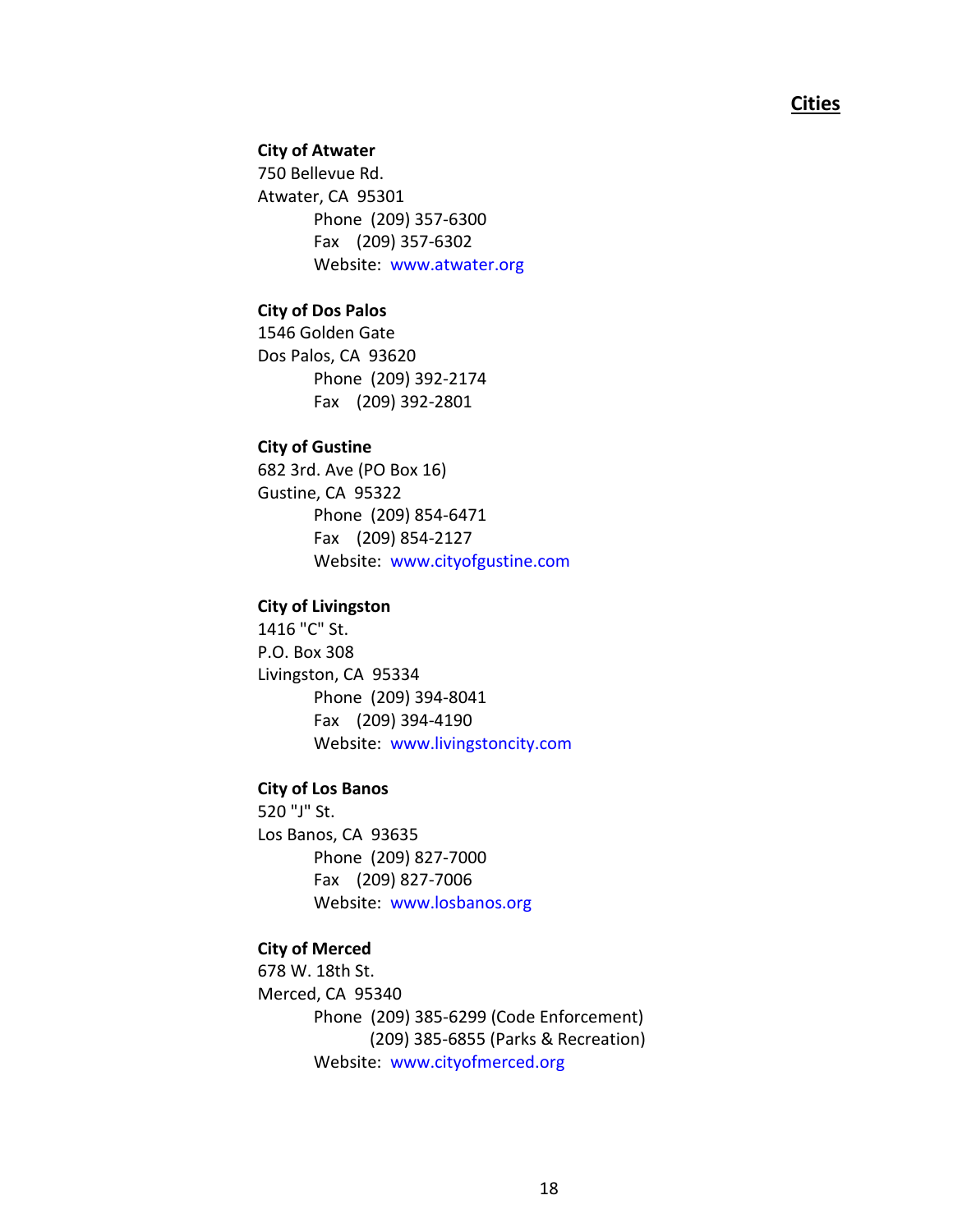## Cities

**City of Atwater**
750 Bellevue Rd.
Atwater, CA 95301
Phone (209) 357-6300
Fax (209) 357-6302
Website: www.atwater.org

**City of Dos Palos**
1546 Golden Gate
Dos Palos, CA 93620
Phone (209) 392-2174
Fax (209) 392-2801

**City of Gustine**
682 3rd. Ave (PO Box 16)
Gustine, CA 95322
Phone (209) 854-6471
Fax (209) 854-2127
Website: www.cityofgustine.com

**City of Livingston**
1416 "C" St.
P.O. Box 308
Livingston, CA 95334
Phone (209) 394-8041
Fax (209) 394-4190
Website: www.livingstoncity.com

**City of Los Banos**
520 "J" St.
Los Banos, CA 93635
Phone (209) 827-7000
Fax (209) 827-7006
Website: www.losbanos.org

**City of Merced**
678 W. 18th St.
Merced, CA 95340
Phone (209) 385-6299 (Code Enforcement)
(209) 385-6855 (Parks & Recreation)
Website: www.cityofmerced.org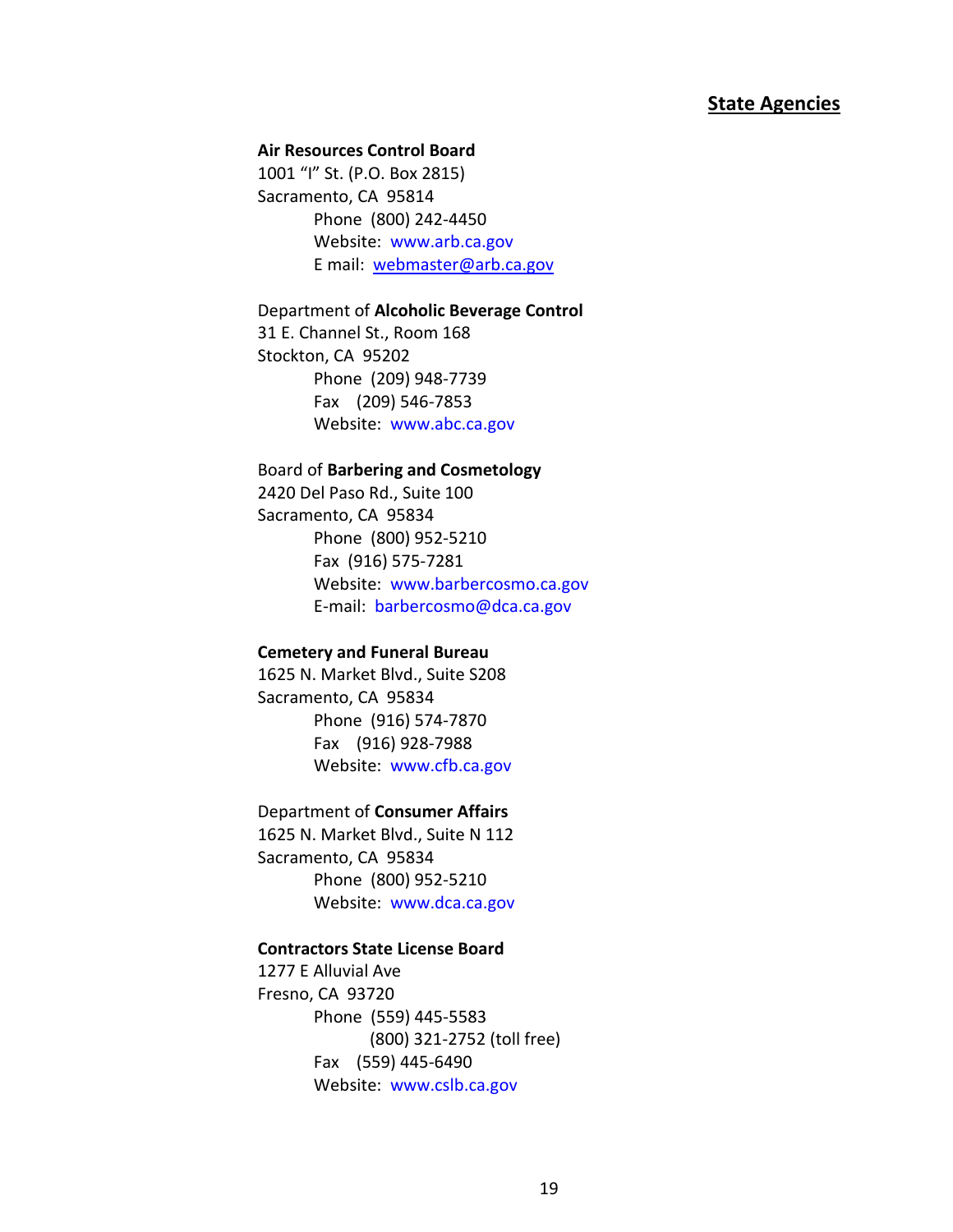## State Agencies

**Air Resources Control Board**
1001 "I" St. (P.O. Box 2815)
Sacramento, CA 95814
Phone (800) 242-4450
Website: www.arb.ca.gov
E mail: webmaster@arb.ca.gov

Department of **Alcoholic Beverage Control**
31 E. Channel St., Room 168
Stockton, CA 95202
Phone (209) 948-7739
Fax (209) 546-7853
Website: www.abc.ca.gov

Board of **Barbering and Cosmetology**
2420 Del Paso Rd., Suite 100
Sacramento, CA 95834
Phone (800) 952-5210
Fax (916) 575-7281
Website: www.barbercosmo.ca.gov
E-mail: barbercosmo@dca.ca.gov

**Cemetery and Funeral Bureau**
1625 N. Market Blvd., Suite S208
Sacramento, CA 95834
Phone (916) 574-7870
Fax (916) 928-7988
Website: www.cfb.ca.gov

Department of **Consumer Affairs**
1625 N. Market Blvd., Suite N 112
Sacramento, CA 95834
Phone (800) 952-5210
Website: www.dca.ca.gov

**Contractors State License Board**
1277 E Alluvial Ave
Fresno, CA 93720
Phone (559) 445-5583
(800) 321-2752 (toll free)
Fax (559) 445-6490
Website: www.cslb.ca.gov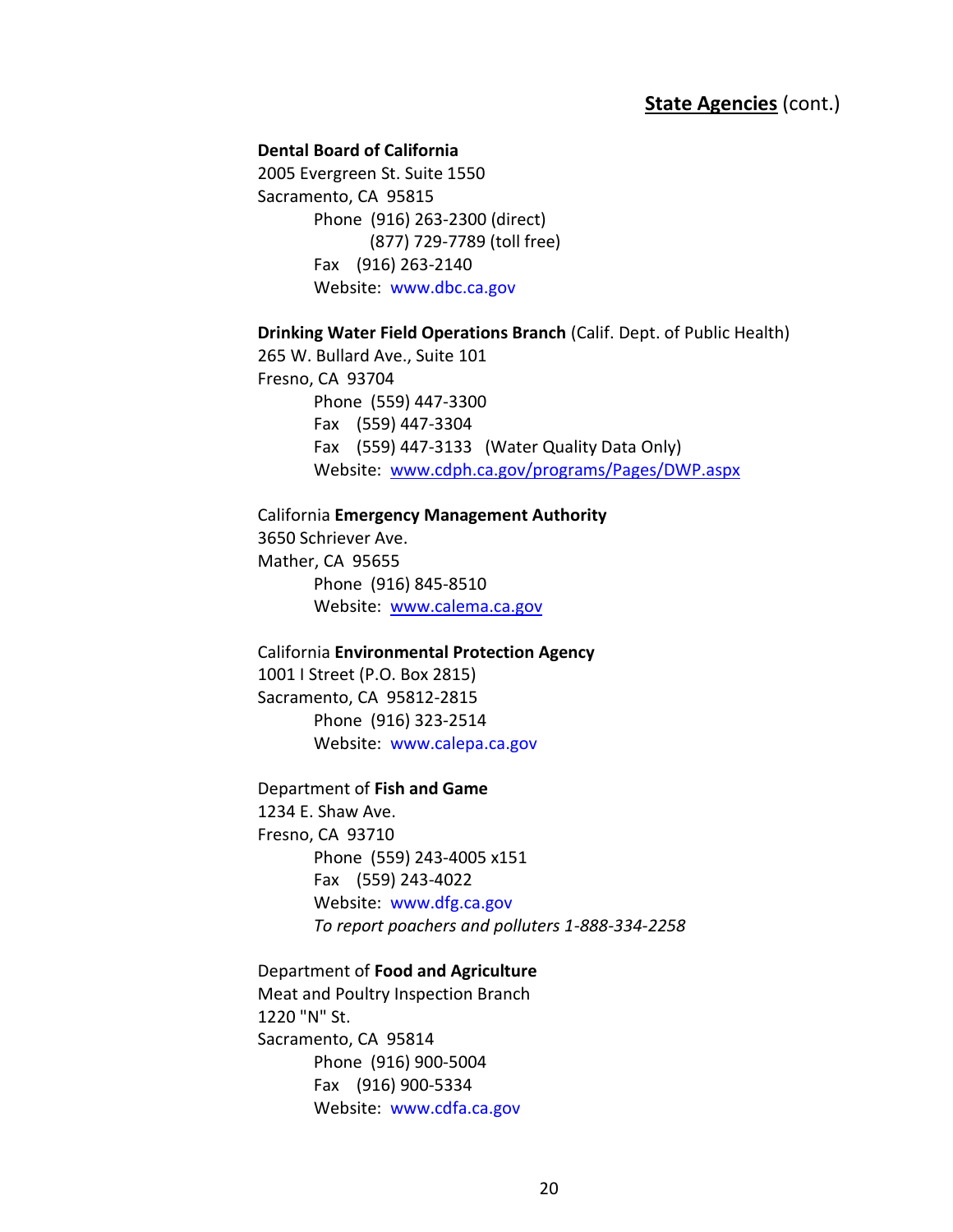**State Agencies** (cont.)

**Dental Board of California**
2005 Evergreen St. Suite 1550
Sacramento, CA 95815
Phone (916) 263-2300 (direct)
(877) 729-7789 (toll free)
Fax (916) 263-2140
Website: www.dbc.ca.gov

**Drinking Water Field Operations Branch** (Calif. Dept. of Public Health)
265 W. Bullard Ave., Suite 101
Fresno, CA 93704
Phone (559) 447-3300
Fax (559) 447-3304
Fax (559) 447-3133 (Water Quality Data Only)
Website: www.cdph.ca.gov/programs/Pages/DWP.aspx

California **Emergency Management Authority**
3650 Schriever Ave.
Mather, CA 95655
Phone (916) 845-8510
Website: www.calema.ca.gov

California **Environmental Protection Agency**
1001 I Street (P.O. Box 2815)
Sacramento, CA 95812-2815
Phone (916) 323-2514
Website: www.calepa.ca.gov

Department of **Fish and Game**
1234 E. Shaw Ave.
Fresno, CA 93710
Phone (559) 243-4005 x151
Fax (559) 243-4022
Website: www.dfg.ca.gov
*To report poachers and polluters 1-888-334-2258*

Department of **Food and Agriculture**
Meat and Poultry Inspection Branch
1220 "N" St.
Sacramento, CA 95814
Phone (916) 900-5004
Fax (916) 900-5334
Website: www.cdfa.ca.gov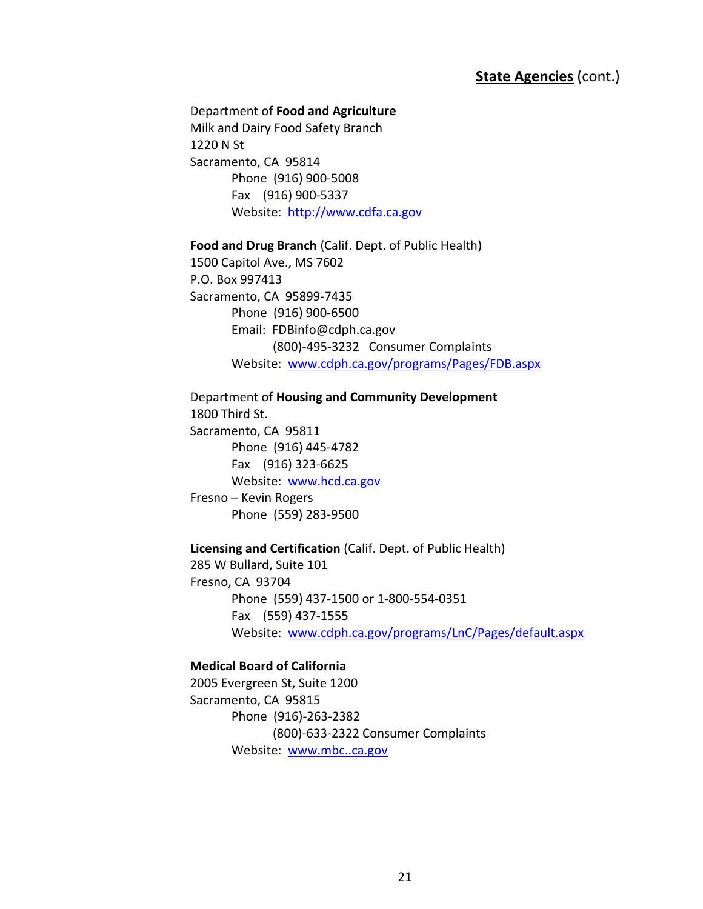**State Agencies** (cont.)

Department of **Food and Agriculture**
Milk and Dairy Food Safety Branch
1220 N St
Sacramento, CA 95814
Phone (916) 900-5008
Fax (916) 900-5337
Website: http://www.cdfa.ca.gov

**Food and Drug Branch** (Calif. Dept. of Public Health)
1500 Capitol Ave., MS 7602
P.O. Box 997413
Sacramento, CA 95899-7435
Phone (916) 900-6500
Email: FDBinfo@cdph.ca.gov
(800)-495-3232 Consumer Complaints
Website: www.cdph.ca.gov/programs/Pages/FDB.aspx

Department of **Housing and Community Development**
1800 Third St.
Sacramento, CA 95811
Phone (916) 445-4782
Fax (916) 323-6625
Website: www.hcd.ca.gov
Fresno – Kevin Rogers
Phone (559) 283-9500

**Licensing and Certification** (Calif. Dept. of Public Health)
285 W Bullard, Suite 101
Fresno, CA 93704
Phone (559) 437-1500 or 1-800-554-0351
Fax (559) 437-1555
Website: www.cdph.ca.gov/programs/LnC/Pages/default.aspx

**Medical Board of California**
2005 Evergreen St, Suite 1200
Sacramento, CA 95815
Phone (916)-263-2382
(800)-633-2322 Consumer Complaints
Website: www.mbc..ca.gov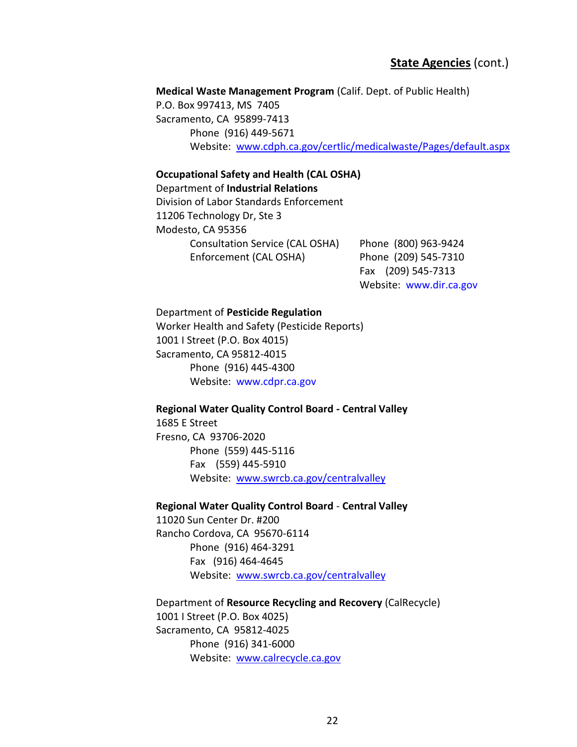## **State Agencies** (cont.)

**Medical Waste Management Program** (Calif. Dept. of Public Health)
P.O. Box 997413, MS 7405
Sacramento, CA 95899-7413
Phone (916) 449-5671
Website: www.cdph.ca.gov/certlic/medicalwaste/Pages/default.aspx

**Occupational Safety and Health (CAL OSHA)**
Department of **Industrial Relations**
Division of Labor Standards Enforcement
11206 Technology Dr, Ste 3
Modesto, CA 95356
Consultation Service (CAL OSHA) Phone (800) 963-9424
Enforcement (CAL OSHA) Phone (209) 545-7310
Fax (209) 545-7313
Website: www.dir.ca.gov

Department of **Pesticide Regulation**
Worker Health and Safety (Pesticide Reports)
1001 I Street (P.O. Box 4015)
Sacramento, CA 95812-4015
Phone (916) 445-4300
Website: www.cdpr.ca.gov

**Regional Water Quality Control Board - Central Valley**
1685 E Street
Fresno, CA 93706-2020
Phone (559) 445-5116
Fax (559) 445-5910
Website: www.swrcb.ca.gov/centralvalley

**Regional Water Quality Control Board** - **Central Valley**
11020 Sun Center Dr. #200
Rancho Cordova, CA 95670-6114
Phone (916) 464-3291
Fax (916) 464-4645
Website: www.swrcb.ca.gov/centralvalley

Department of **Resource Recycling and Recovery** (CalRecycle)
1001 I Street (P.O. Box 4025)
Sacramento, CA 95812-4025
Phone (916) 341-6000
Website: www.calrecycle.ca.gov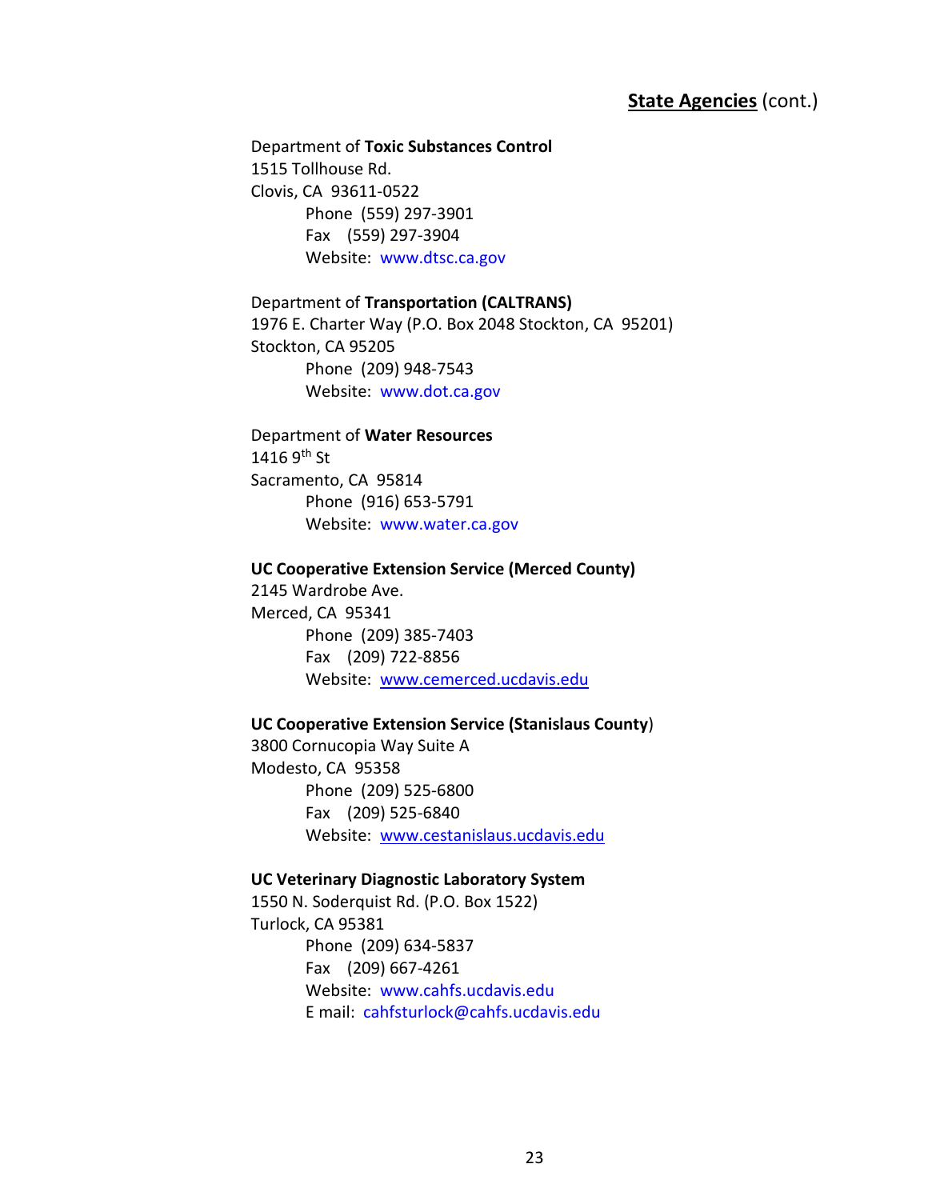## **State Agencies** (cont.)

Department of **Toxic Substances Control**
1515 Tollhouse Rd.
Clovis, CA 93611-0522
Phone (559) 297-3901
Fax (559) 297-3904
Website: www.dtsc.ca.gov

Department of **Transportation (CALTRANS)**
1976 E. Charter Way (P.O. Box 2048 Stockton, CA 95201)
Stockton, CA 95205
Phone (209) 948-7543
Website: www.dot.ca.gov

Department of **Water Resources**
1416 9th St
Sacramento, CA 95814
Phone (916) 653-5791
Website: www.water.ca.gov

**UC Cooperative Extension Service (Merced County)**
2145 Wardrobe Ave.
Merced, CA 95341
Phone (209) 385-7403
Fax (209) 722-8856
Website: www.cemerced.ucdavis.edu

**UC Cooperative Extension Service (Stanislaus County)**
3800 Cornucopia Way Suite A
Modesto, CA 95358
Phone (209) 525-6800
Fax (209) 525-6840
Website: www.cestanislaus.ucdavis.edu

**UC Veterinary Diagnostic Laboratory System**
1550 N. Soderquist Rd. (P.O. Box 1522)
Turlock, CA 95381
Phone (209) 634-5837
Fax (209) 667-4261
Website: www.cahfs.ucdavis.edu
E mail: cahfsturlock@cahfs.ucdavis.edu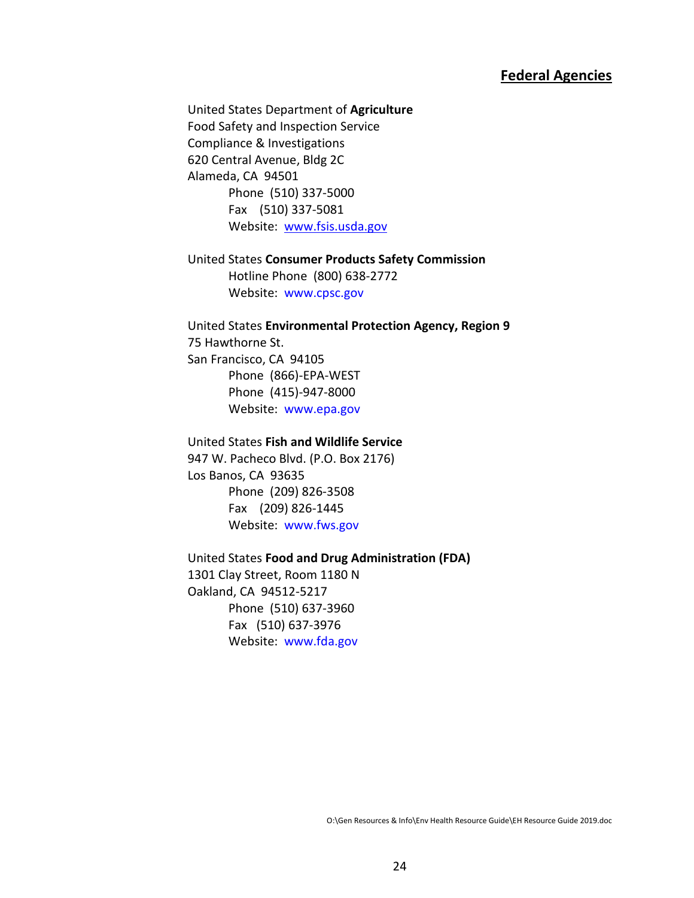## Federal Agencies

United States Department of **Agriculture**
Food Safety and Inspection Service
Compliance & Investigations
620 Central Avenue, Bldg 2C
Alameda, CA 94501

Phone (510) 337-5000
Fax (510) 337-5081
Website: www.fsis.usda.gov

United States **Consumer Products Safety Commission**

Hotline Phone (800) 638-2772
Website: www.cpsc.gov

United States **Environmental Protection Agency, Region 9**
75 Hawthorne St.
San Francisco, CA 94105

Phone (866)-EPA-WEST
Phone (415)-947-8000
Website: www.epa.gov

United States **Fish and Wildlife Service**
947 W. Pacheco Blvd. (P.O. Box 2176)
Los Banos, CA 93635

Phone (209) 826-3508
Fax (209) 826-1445
Website: www.fws.gov

United States **Food and Drug Administration (FDA)**
1301 Clay Street, Room 1180 N
Oakland, CA 94512-5217

Phone (510) 637-3960
Fax (510) 637-3976
Website: www.fda.gov

O:\Gen Resources & Info\Env Health Resource Guide\EH Resource Guide 2019.doc